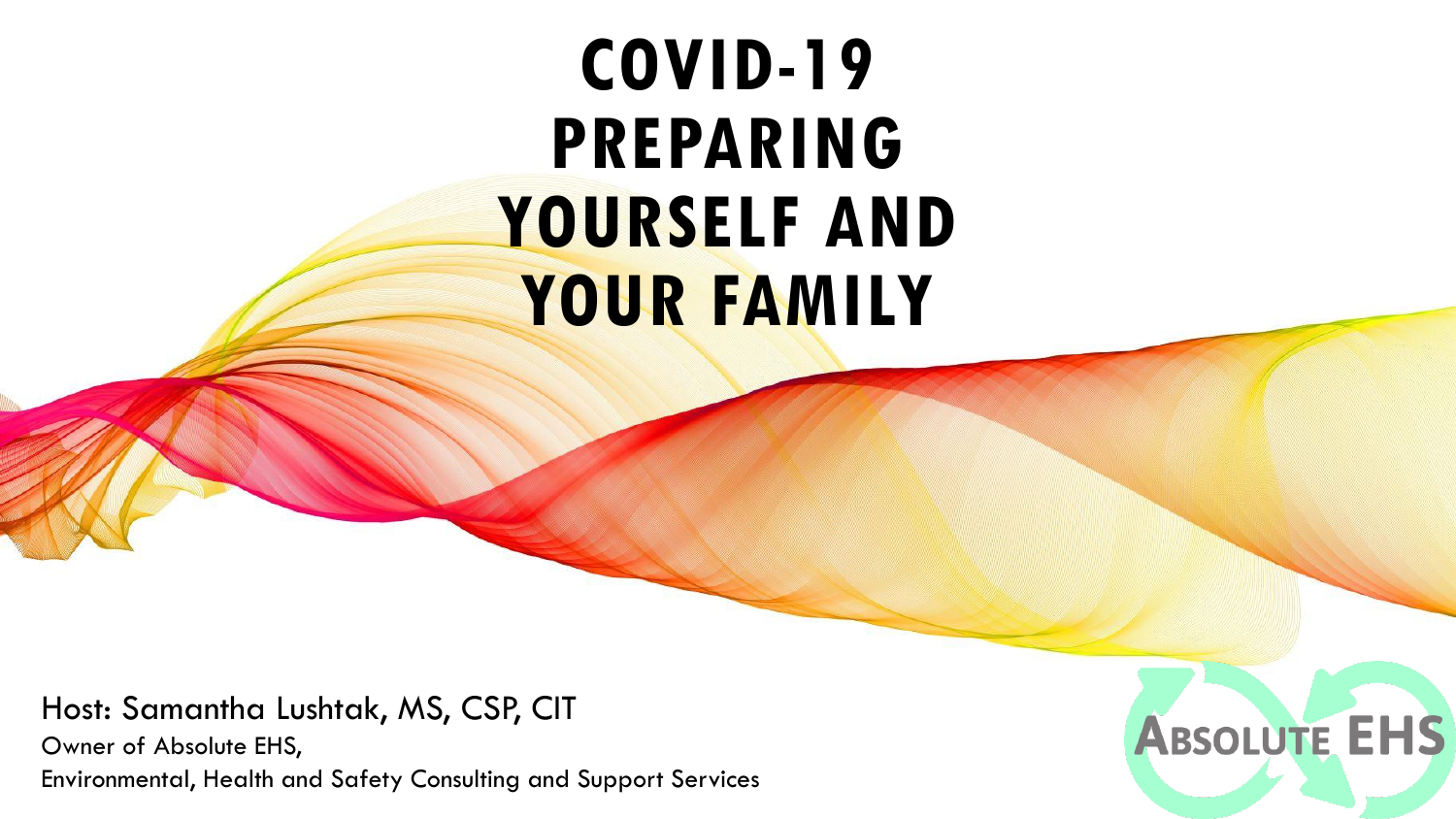# COVID-19 PREPARING YOURSELF AND YOUR FAMILY

Host: Samantha Lushtak, MS, CSP, CIT

Owner of Absolute EHS,

Environmental, Health and Safety Consulting and Support Services

ABSOLUTE EHS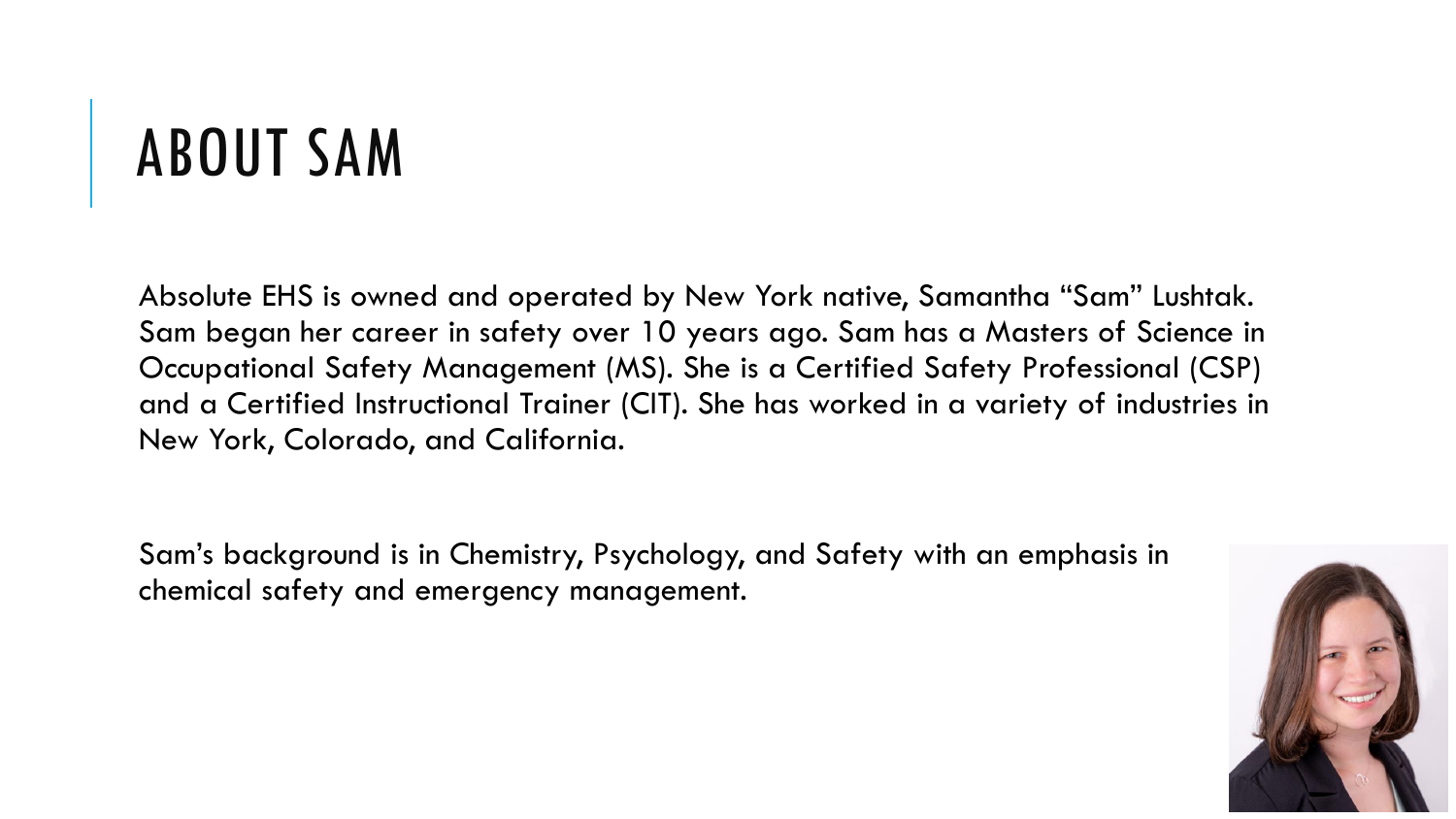# ABOUT SAM

Absolute EHS is owned and operated by New York native, Samantha “Sam” Lushtak. Sam began her career in safety over 10 years ago. Sam has a Masters of Science in Occupational Safety Management (MS). She is a Certified Safety Professional (CSP) and a Certified Instructional Trainer (CIT). She has worked in a variety of industries in New York, Colorado, and California.

Sam’s background is in Chemistry, Psychology, and Safety with an emphasis in chemical safety and emergency management.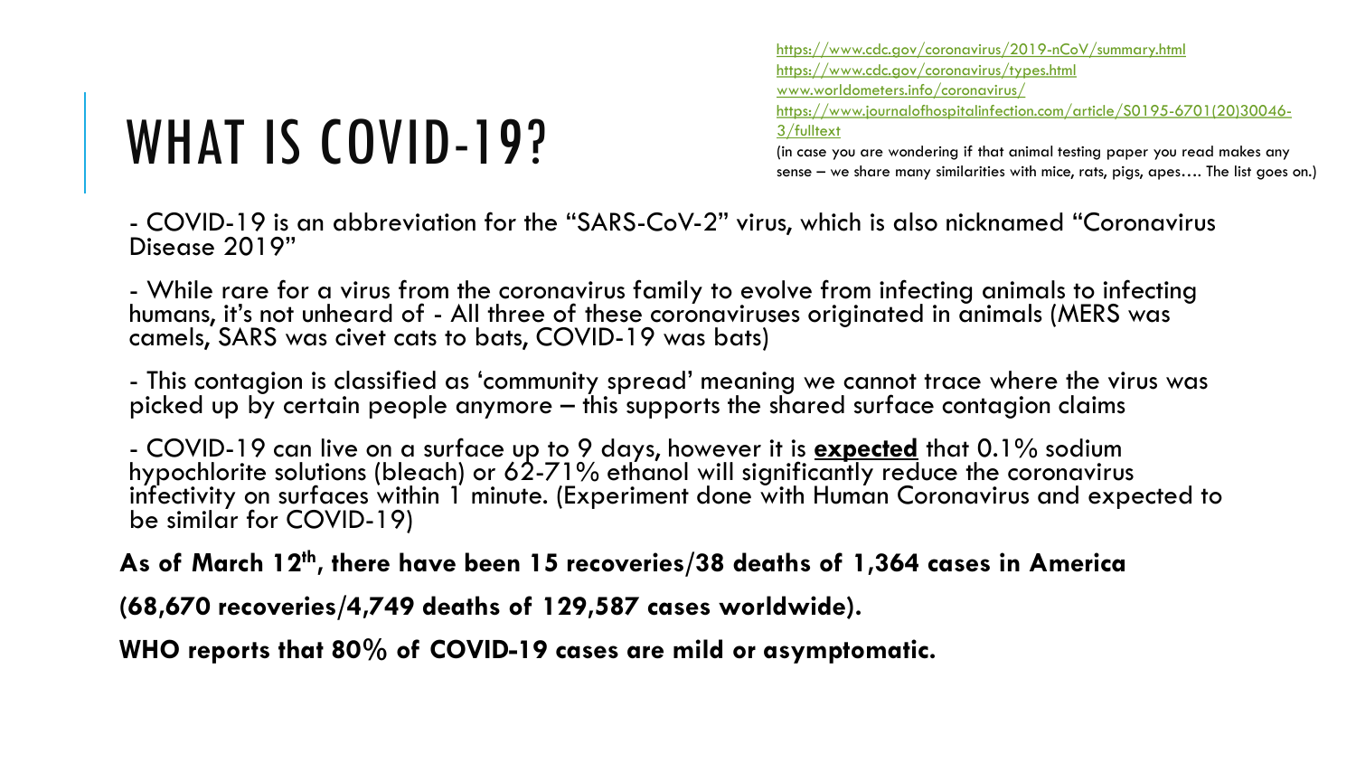# WHAT IS COVID-19?

https://www.cdc.gov/coronavirus/2019-nCoV/summary.html
https://www.cdc.gov/coronavirus/types.html
www.worldometers.info/coronavirus/
https://www.journalofhospitalinfection.com/article/S0195-6701(20)30046-3/fulltext
(in case you are wondering if that animal testing paper you read makes any sense – we share many similarities with mice, rats, pigs, apes…. The list goes on.)

- COVID-19 is an abbreviation for the "SARS-CoV-2" virus, which is also nicknamed "Coronavirus Disease 2019"
- While rare for a virus from the coronavirus family to evolve from infecting animals to infecting humans, it's not unheard of - All three of these coronaviruses originated in animals (MERS was camels, SARS was civet cats to bats, COVID-19 was bats)
- This contagion is classified as 'community spread' meaning we cannot trace where the virus was picked up by certain people anymore – this supports the shared surface contagion claims
- COVID-19 can live on a surface up to 9 days, however it is **expected** that 0.1% sodium hypochlorite solutions (bleach) or 62-71% ethanol will significantly reduce the coronavirus infectivity on surfaces within 1 minute. (Experiment done with Human Coronavirus and expected to be similar for COVID-19)

**As of March 12th, there have been 15 recoveries/38 deaths of 1,364 cases in America**

**(68,670 recoveries/4,749 deaths of 129,587 cases worldwide).**

**WHO reports that 80% of COVID-19 cases are mild or asymptomatic.**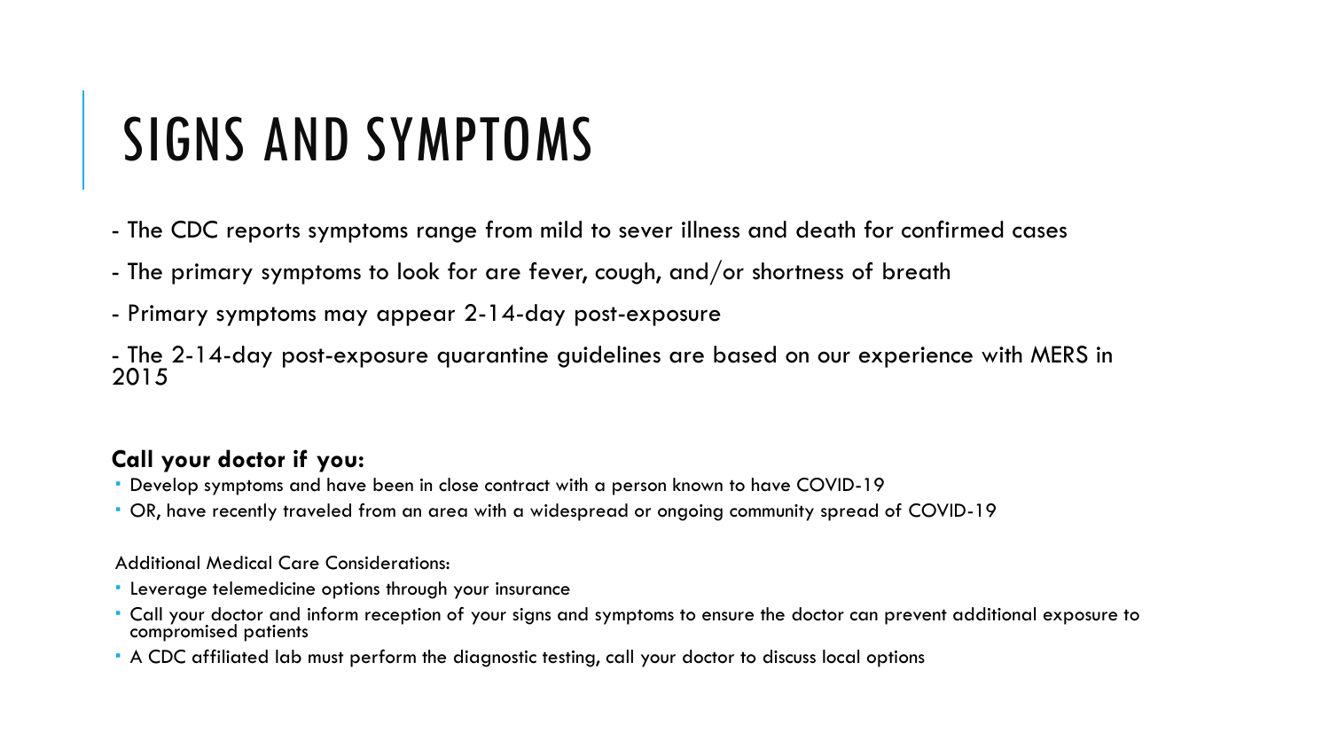# SIGNS AND SYMPTOMS

- The CDC reports symptoms range from mild to sever illness and death for confirmed cases
- The primary symptoms to look for are fever, cough, and/or shortness of breath
- Primary symptoms may appear 2-14-day post-exposure
- The 2-14-day post-exposure quarantine guidelines are based on our experience with MERS in 2015

**Call your doctor if you:**

- Develop symptoms and have been in close contract with a person known to have COVID-19
- OR, have recently traveled from an area with a widespread or ongoing community spread of COVID-19

Additional Medical Care Considerations:

- Leverage telemedicine options through your insurance
- Call your doctor and inform reception of your signs and symptoms to ensure the doctor can prevent additional exposure to compromised patients
- A CDC affiliated lab must perform the diagnostic testing, call your doctor to discuss local options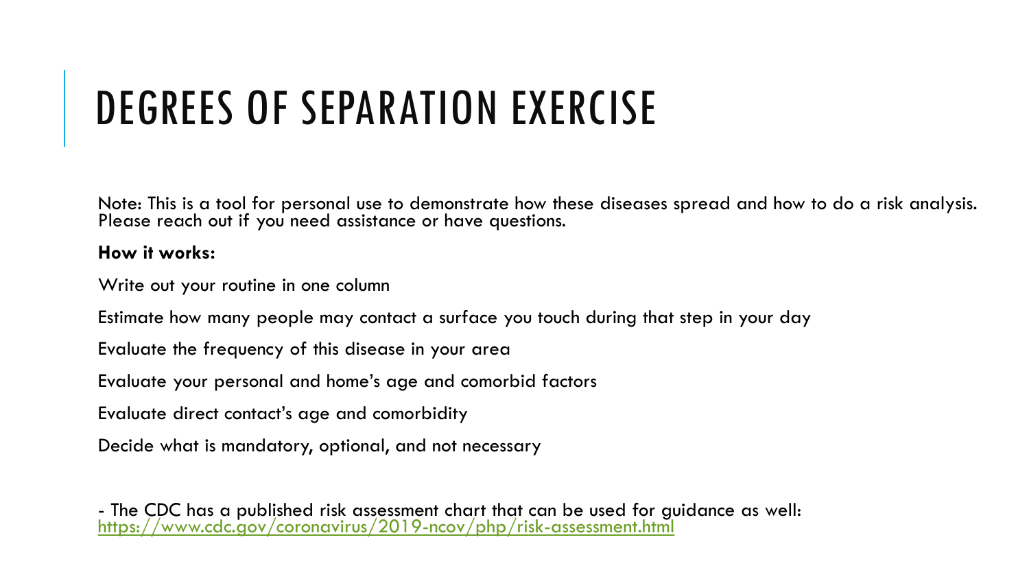# DEGREES OF SEPARATION EXERCISE

Note: This is a tool for personal use to demonstrate how these diseases spread and how to do a risk analysis. Please reach out if you need assistance or have questions.

**How it works:**

Write out your routine in one column

Estimate how many people may contact a surface you touch during that step in your day

Evaluate the frequency of this disease in your area

Evaluate your personal and home's age and comorbid factors

Evaluate direct contact's age and comorbidity

Decide what is mandatory, optional, and not necessary

- The CDC has a published risk assessment chart that can be used for guidance as well: [https://www.cdc.gov/coronavirus/2019-ncov/php/risk-assessment.html](https://www.cdc.gov/coronavirus/2019-ncov/php/risk-assessment.html)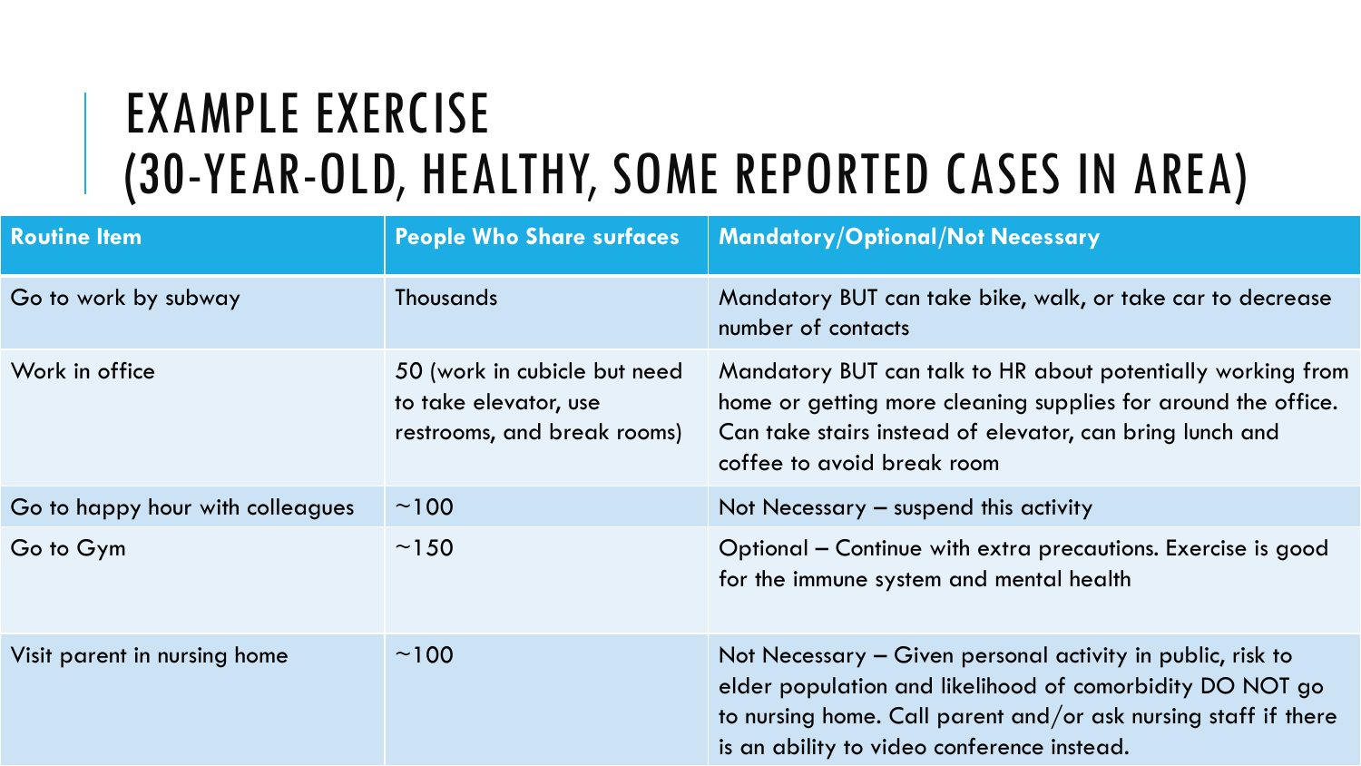# EXAMPLE EXERCISE (30-YEAR-OLD, HEALTHY, SOME REPORTED CASES IN AREA)

| Routine Item | People Who Share surfaces | Mandatory/Optional/Not Necessary |
|---|---|---|
| Go to work by subway | Thousands | Mandatory BUT can take bike, walk, or take car to decrease number of contacts |
| Work in office | 50 (work in cubicle but need to take elevator, use restrooms, and break rooms) | Mandatory BUT can talk to HR about potentially working from home or getting more cleaning supplies for around the office. Can take stairs instead of elevator, can bring lunch and coffee to avoid break room |
| Go to happy hour with colleagues | ~100 | Not Necessary – suspend this activity |
| Go to Gym | ~150 | Optional – Continue with extra precautions. Exercise is good for the immune system and mental health |
| Visit parent in nursing home | ~100 | Not Necessary – Given personal activity in public, risk to elder population and likelihood of comorbidity DO NOT go to nursing home. Call parent and/or ask nursing staff if there is an ability to video conference instead. |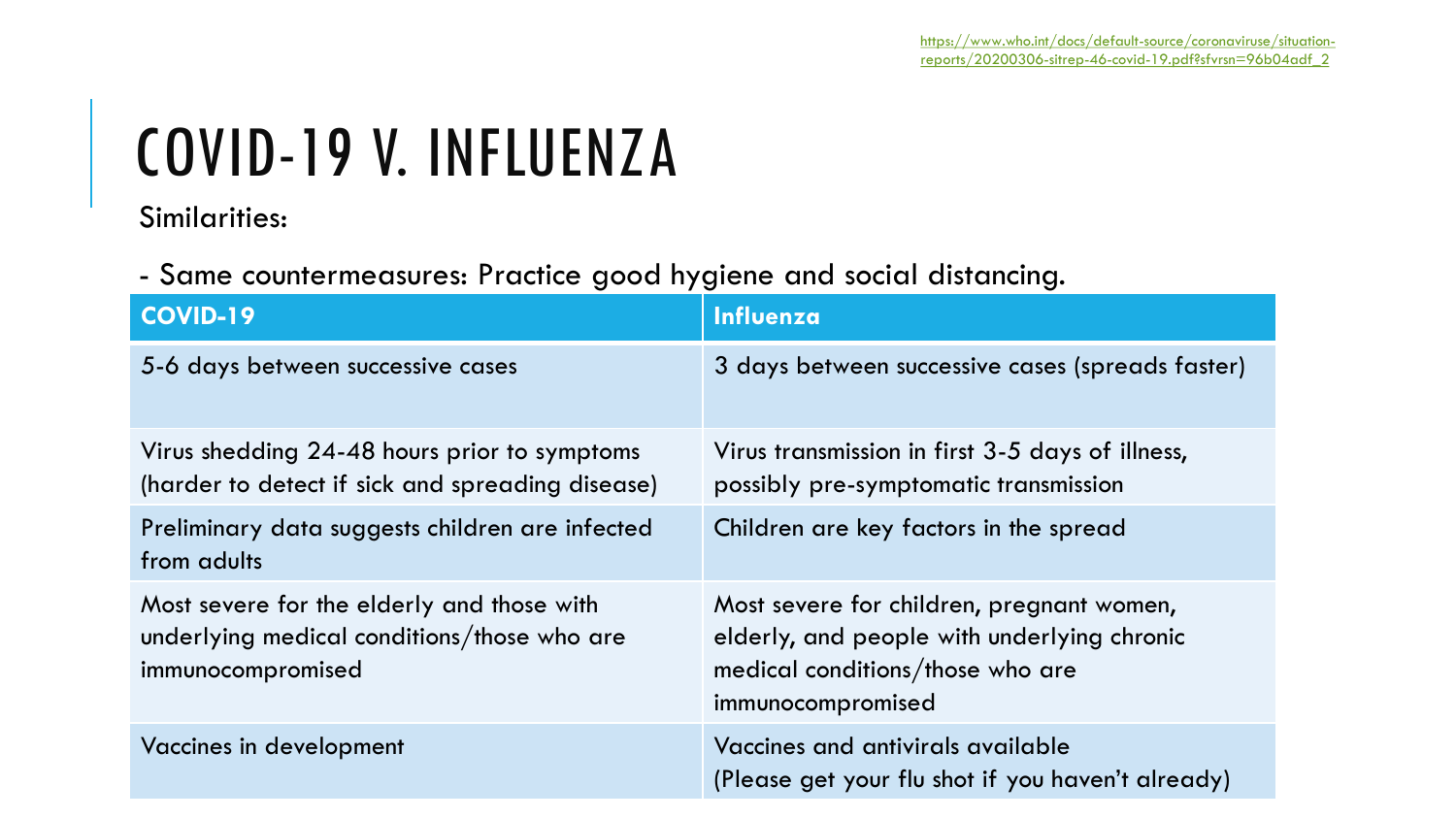https://www.who.int/docs/default-source/coronaviruse/situation-reports/20200306-sitrep-46-covid-19.pdf?sfvrsn=96b04adf_2

# COVID-19 V. INFLUENZA

Similarities:

- Same countermeasures: Practice good hygiene and social distancing.

| COVID-19 | Influenza |
|---|---|
| 5-6 days between successive cases | 3 days between successive cases (spreads faster) |
| Virus shedding 24-48 hours prior to symptoms (harder to detect if sick and spreading disease) | Virus transmission in first 3-5 days of illness, possibly pre-symptomatic transmission |
| Preliminary data suggests children are infected from adults | Children are key factors in the spread |
| Most severe for the elderly and those with underlying medical conditions/those who are immunocompromised | Most severe for children, pregnant women, elderly, and people with underlying chronic medical conditions/those who are immunocompromised |
| Vaccines in development | Vaccines and antivirals available (Please get your flu shot if you haven't already) |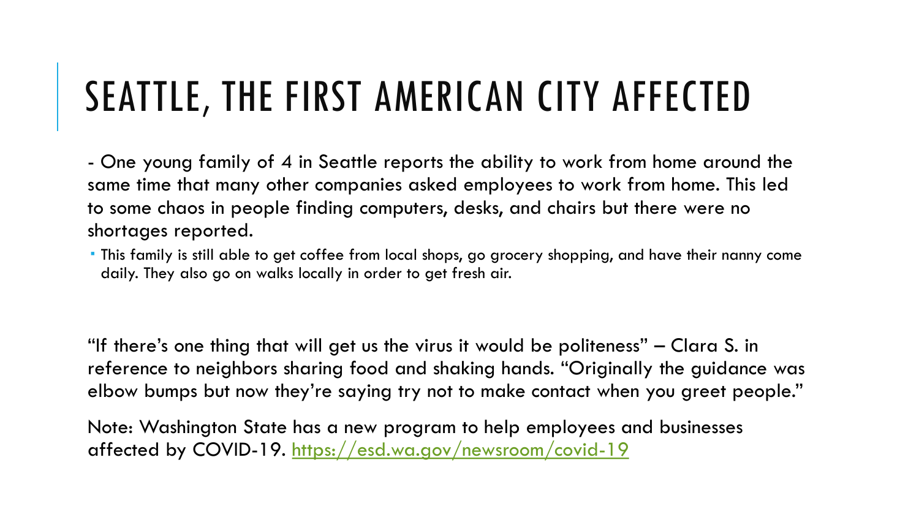# SEATTLE, THE FIRST AMERICAN CITY AFFECTED

- One young family of 4 in Seattle reports the ability to work from home around the same time that many other companies asked employees to work from home. This led to some chaos in people finding computers, desks, and chairs but there were no shortages reported.

  - This family is still able to get coffee from local shops, go grocery shopping, and have their nanny come daily. They also go on walks locally in order to get fresh air.

"If there's one thing that will get us the virus it would be politeness" – Clara S. in reference to neighbors sharing food and shaking hands. "Originally the guidance was elbow bumps but now they're saying try not to make contact when you greet people."

Note: Washington State has a new program to help employees and businesses affected by COVID-19. [https://esd.wa.gov/newsroom/covid-19](https://esd.wa.gov/newsroom/covid-19)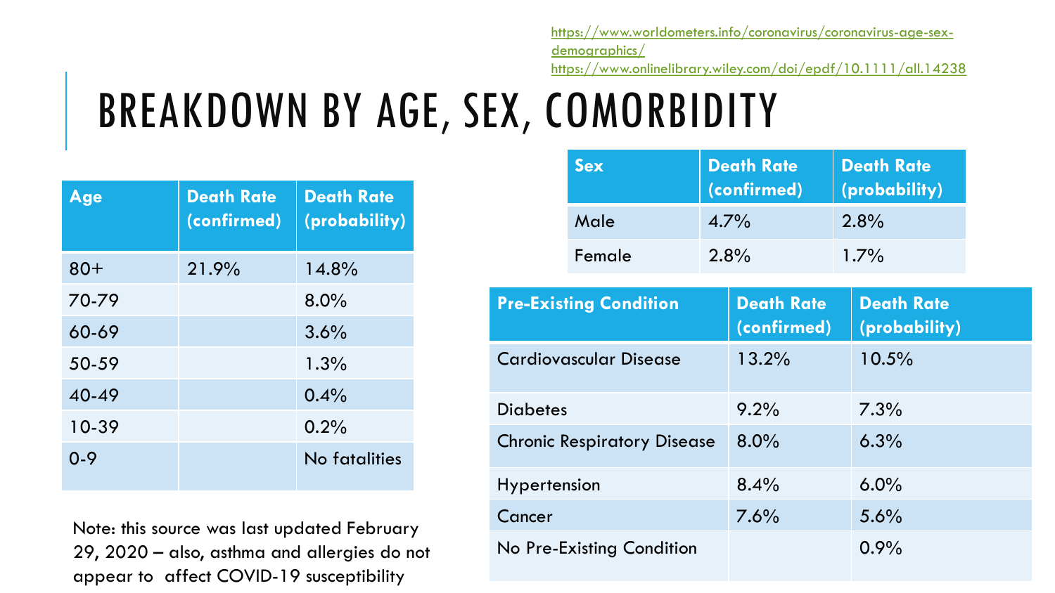https://www.worldometers.info/coronavirus/coronavirus-age-sex-demographics/
https://www.onlinelibrary.wiley.com/doi/epdf/10.1111/all.14238

# BREAKDOWN BY AGE, SEX, COMORBIDITY

| Age | Death Rate (confirmed) | Death Rate (probability) |
|---|---|---|
| 80+ | 21.9% | 14.8% |
| 70-79 | | 8.0% |
| 60-69 | | 3.6% |
| 50-59 | | 1.3% |
| 40-49 | | 0.4% |
| 10-39 | | 0.2% |
| 0-9 | | No fatalities |

Note: this source was last updated February 29, 2020 – also, asthma and allergies do not appear to affect COVID-19 susceptibility

| Sex | Death Rate (confirmed) | Death Rate (probability) |
|---|---|---|
| Male | 4.7% | 2.8% |
| Female | 2.8% | 1.7% |

| Pre-Existing Condition | Death Rate (confirmed) | Death Rate (probability) |
|---|---|---|
| Cardiovascular Disease | 13.2% | 10.5% |
| Diabetes | 9.2% | 7.3% |
| Chronic Respiratory Disease | 8.0% | 6.3% |
| Hypertension | 8.4% | 6.0% |
| Cancer | 7.6% | 5.6% |
| No Pre-Existing Condition | | 0.9% |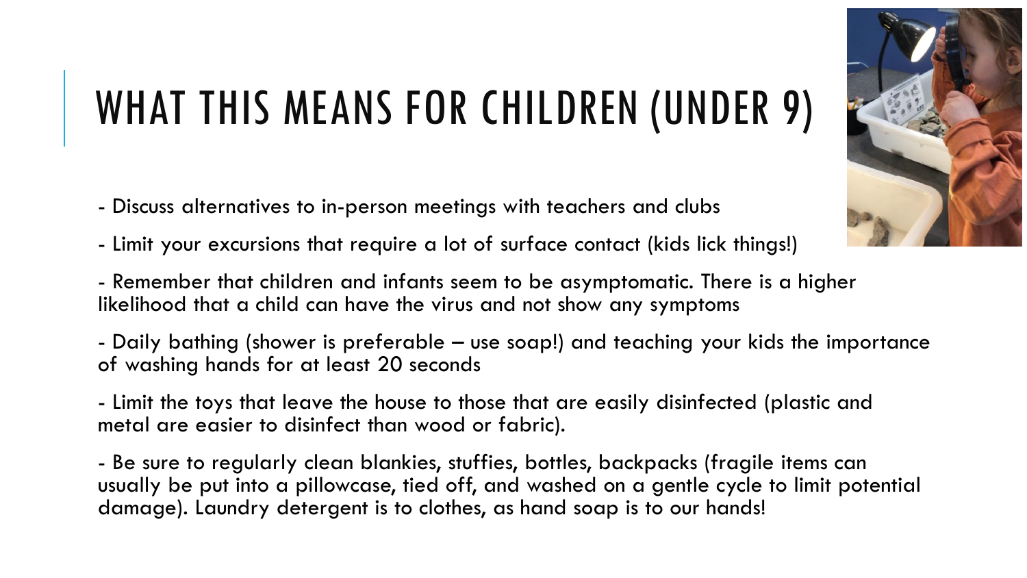# WHAT THIS MEANS FOR CHILDREN (UNDER 9)

- Discuss alternatives to in-person meetings with teachers and clubs
- Limit your excursions that require a lot of surface contact (kids lick things!)
- Remember that children and infants seem to be asymptomatic. There is a higher likelihood that a child can have the virus and not show any symptoms
- Daily bathing (shower is preferable – use soap!) and teaching your kids the importance of washing hands for at least 20 seconds
- Limit the toys that leave the house to those that are easily disinfected (plastic and metal are easier to disinfect than wood or fabric).
- Be sure to regularly clean blankies, stuffies, bottles, backpacks (fragile items can usually be put into a pillowcase, tied off, and washed on a gentle cycle to limit potential damage). Laundry detergent is to clothes, as hand soap is to our hands!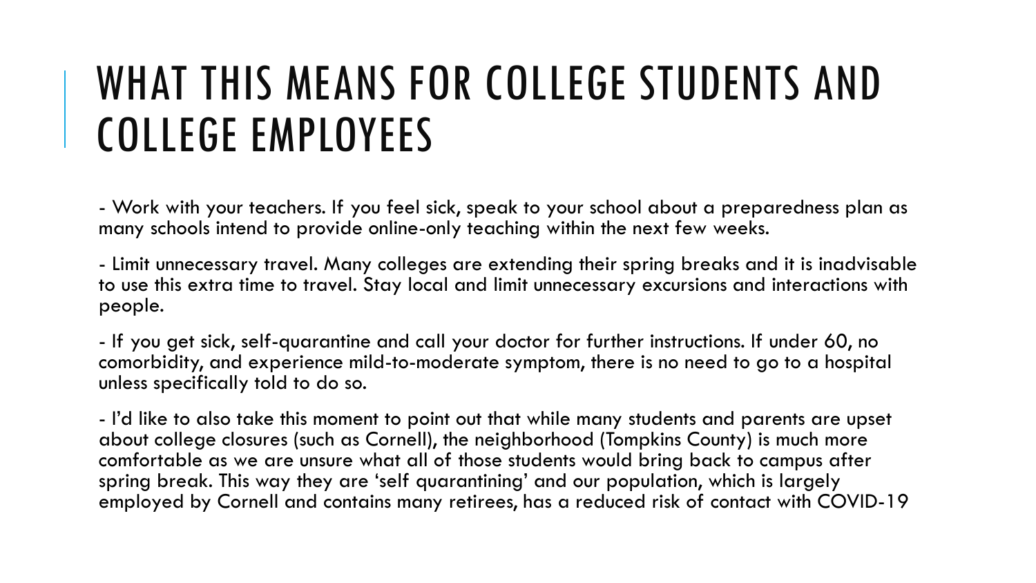# WHAT THIS MEANS FOR COLLEGE STUDENTS AND COLLEGE EMPLOYEES

- Work with your teachers. If you feel sick, speak to your school about a preparedness plan as many schools intend to provide online-only teaching within the next few weeks.

- Limit unnecessary travel. Many colleges are extending their spring breaks and it is inadvisable to use this extra time to travel. Stay local and limit unnecessary excursions and interactions with people.

- If you get sick, self-quarantine and call your doctor for further instructions. If under 60, no comorbidity, and experience mild-to-moderate symptom, there is no need to go to a hospital unless specifically told to do so.

- I'd like to also take this moment to point out that while many students and parents are upset about college closures (such as Cornell), the neighborhood (Tompkins County) is much more comfortable as we are unsure what all of those students would bring back to campus after spring break. This way they are 'self quarantining' and our population, which is largely employed by Cornell and contains many retirees, has a reduced risk of contact with COVID-19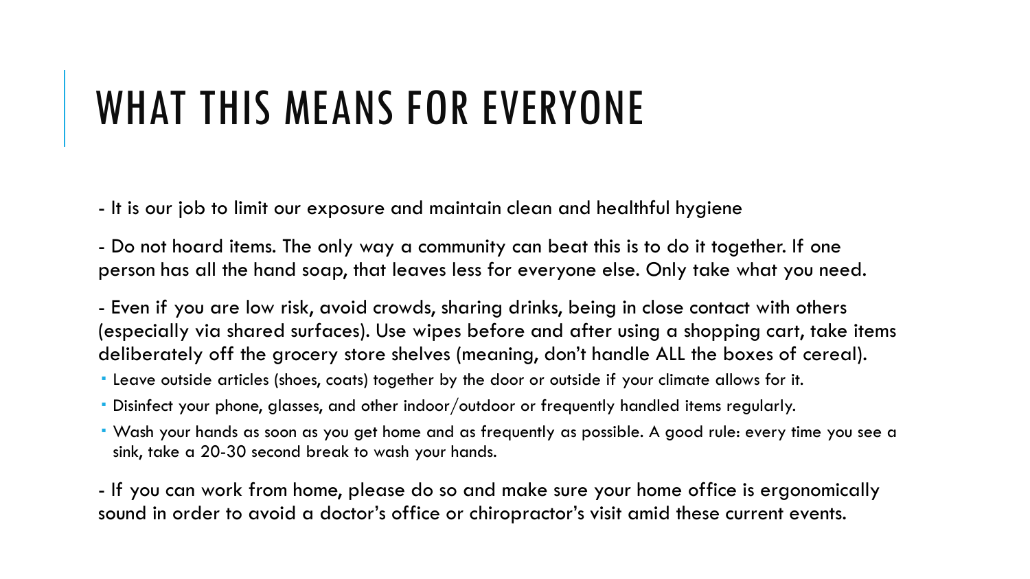# WHAT THIS MEANS FOR EVERYONE

- It is our job to limit our exposure and maintain clean and healthful hygiene

- Do not hoard items. The only way a community can beat this is to do it together. If one person has all the hand soap, that leaves less for everyone else. Only take what you need.

- Even if you are low risk, avoid crowds, sharing drinks, being in close contact with others (especially via shared surfaces). Use wipes before and after using a shopping cart, take items deliberately off the grocery store shelves (meaning, don't handle ALL the boxes of cereal).
  - Leave outside articles (shoes, coats) together by the door or outside if your climate allows for it.
  - Disinfect your phone, glasses, and other indoor/outdoor or frequently handled items regularly.
  - Wash your hands as soon as you get home and as frequently as possible. A good rule: every time you see a sink, take a 20-30 second break to wash your hands.

- If you can work from home, please do so and make sure your home office is ergonomically sound in order to avoid a doctor's office or chiropractor's visit amid these current events.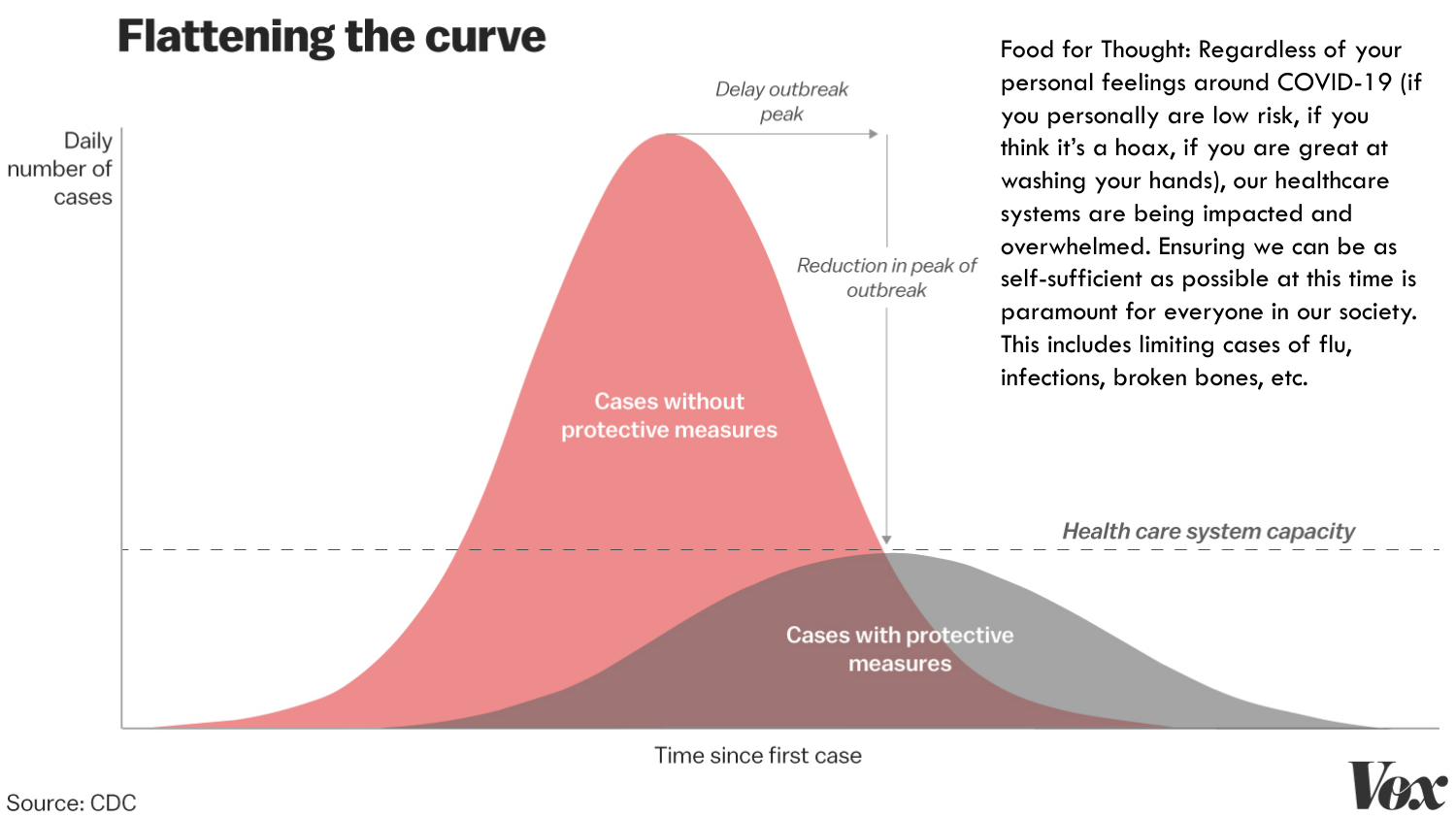# Flattening the curve

Daily number of cases

*Delay outbreak peak*

*Reduction in peak of outbreak*

Cases without protective measures

*Health care system capacity*

Cases with protective measures

Time since first case

Source: CDC

Vox

Food for Thought: Regardless of your personal feelings around COVID-19 (if you personally are low risk, if you think it's a hoax, if you are great at washing your hands), our healthcare systems are being impacted and overwhelmed. Ensuring we can be as self-sufficient as possible at this time is paramount for everyone in our society. This includes limiting cases of flu, infections, broken bones, etc.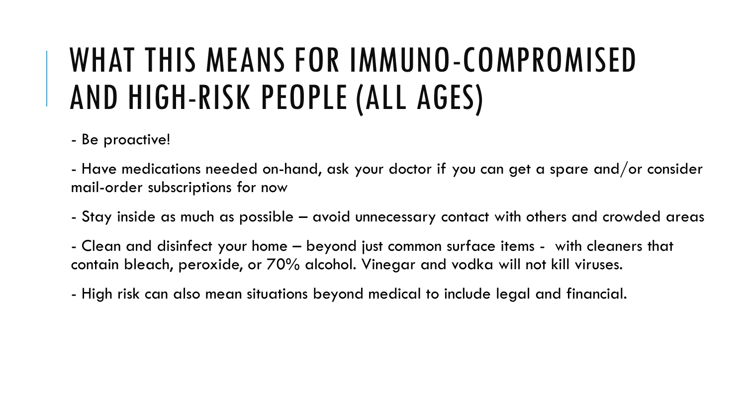# WHAT THIS MEANS FOR IMMUNO-COMPROMISED AND HIGH-RISK PEOPLE (ALL AGES)

- Be proactive!

- Have medications needed on-hand, ask your doctor if you can get a spare and/or consider mail-order subscriptions for now

- Stay inside as much as possible – avoid unnecessary contact with others and crowded areas

- Clean and disinfect your home – beyond just common surface items - with cleaners that contain bleach, peroxide, or 70% alcohol. Vinegar and vodka will not kill viruses.

- High risk can also mean situations beyond medical to include legal and financial.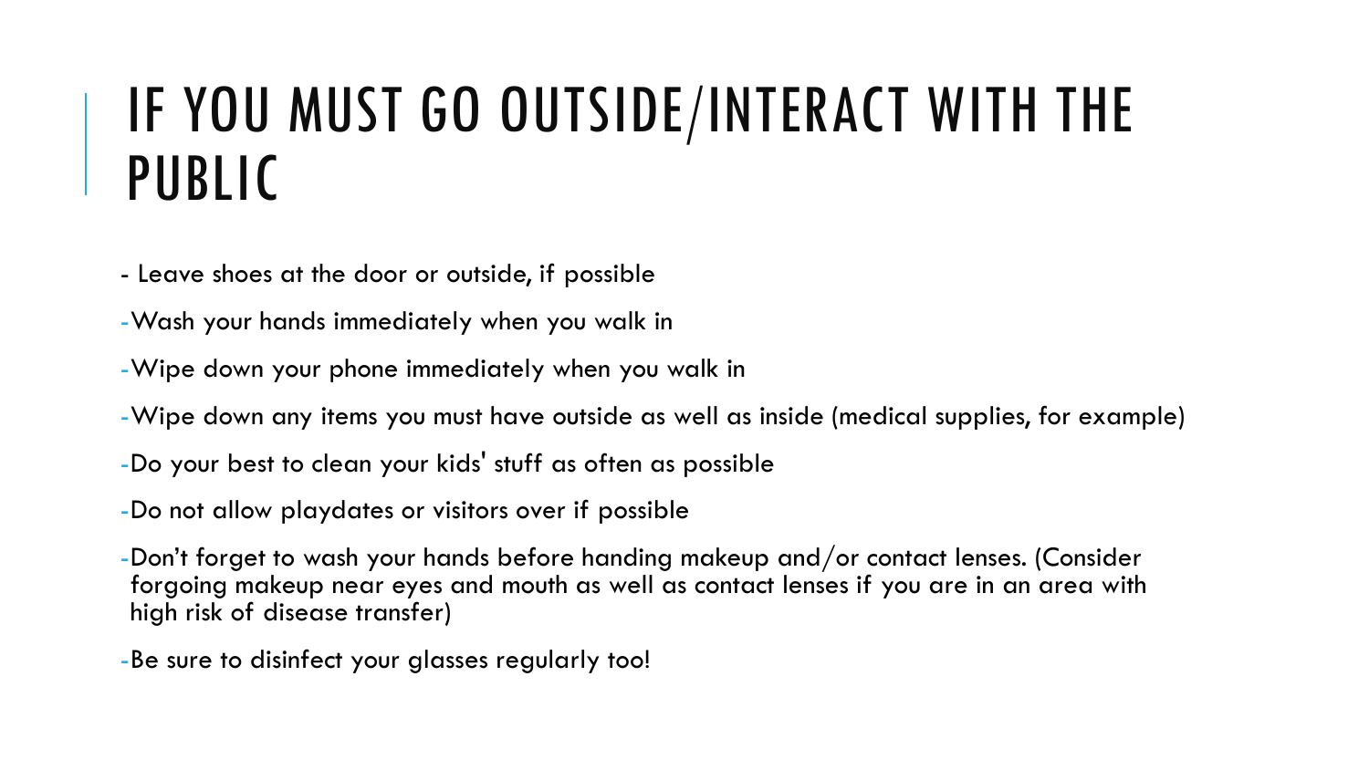# IF YOU MUST GO OUTSIDE/INTERACT WITH THE PUBLIC

- Leave shoes at the door or outside, if possible
- Wash your hands immediately when you walk in
- Wipe down your phone immediately when you walk in
- Wipe down any items you must have outside as well as inside (medical supplies, for example)
- Do your best to clean your kids' stuff as often as possible
- Do not allow playdates or visitors over if possible
- Don't forget to wash your hands before handing makeup and/or contact lenses. (Consider forgoing makeup near eyes and mouth as well as contact lenses if you are in an area with high risk of disease transfer)
- Be sure to disinfect your glasses regularly too!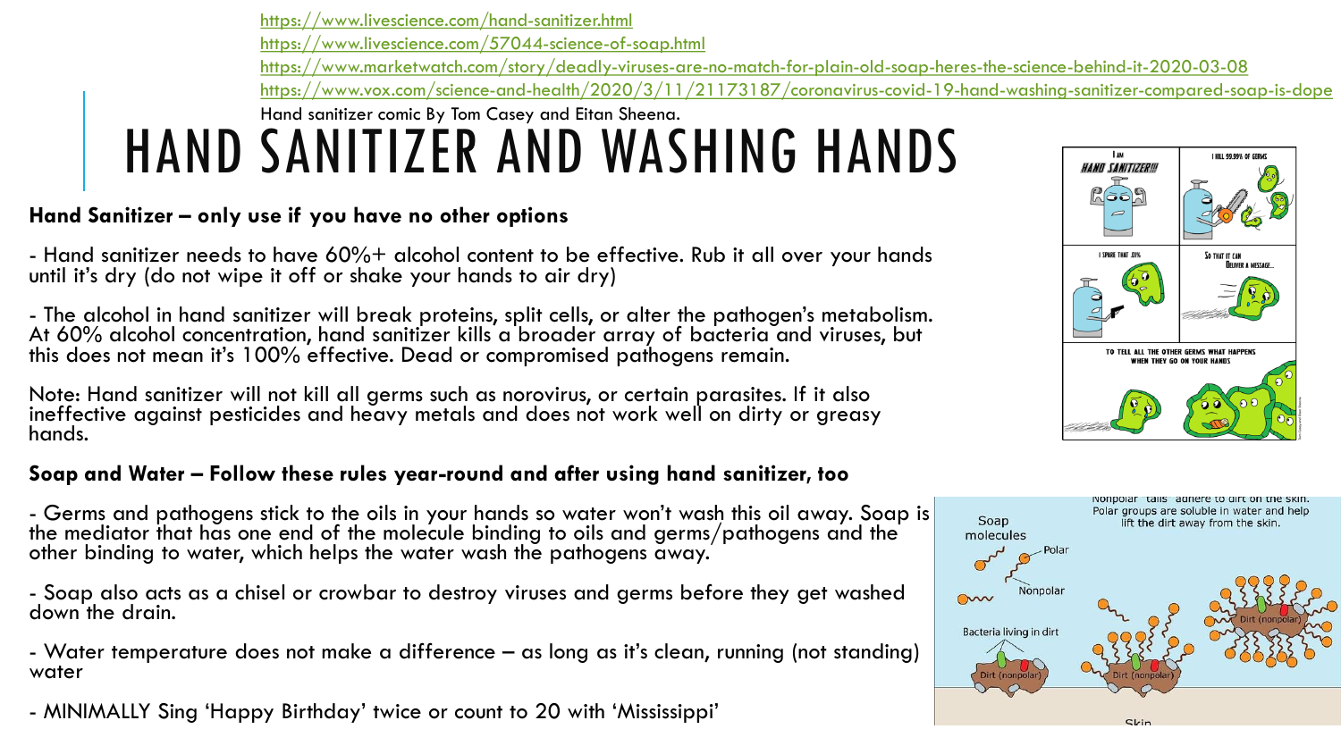https://www.livescience.com/hand-sanitizer.html
https://www.livescience.com/57044-science-of-soap.html
https://www.marketwatch.com/story/deadly-viruses-are-no-match-for-plain-old-soap-heres-the-science-behind-it-2020-03-08
https://www.vox.com/science-and-health/2020/3/11/21173187/coronavirus-covid-19-hand-washing-sanitizer-compared-soap-is-dope
Hand sanitizer comic By Tom Casey and Eitan Sheena.

# HAND SANITIZER AND WASHING HANDS

**Hand Sanitizer – only use if you have no other options**

- Hand sanitizer needs to have 60%+ alcohol content to be effective. Rub it all over your hands until it's dry (do not wipe it off or shake your hands to air dry)

- The alcohol in hand sanitizer will break proteins, split cells, or alter the pathogen's metabolism. At 60% alcohol concentration, hand sanitizer kills a broader array of bacteria and viruses, but this does not mean it's 100% effective. Dead or compromised pathogens remain.

Note: Hand sanitizer will not kill all germs such as norovirus, or certain parasites. If it also ineffective against pesticides and heavy metals and does not work well on dirty or greasy hands.

**Soap and Water – Follow these rules year-round and after using hand sanitizer, too**

- Germs and pathogens stick to the oils in your hands so water won't wash this oil away. Soap is the mediator that has one end of the molecule binding to oils and germs/pathogens and the other binding to water, which helps the water wash the pathogens away.

- Soap also acts as a chisel or crowbar to destroy viruses and germs before they get washed down the drain.

- Water temperature does not make a difference – as long as it's clean, running (not standing) water

- MINIMALLY Sing 'Happy Birthday' twice or count to 20 with 'Mississippi'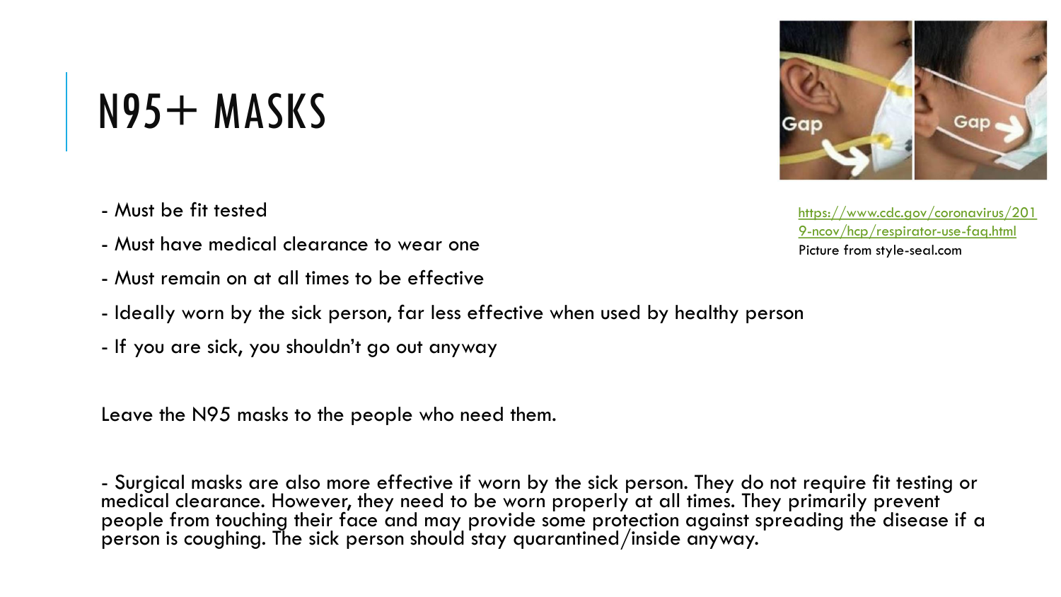# N95+ MASKS

https://www.cdc.gov/coronavirus/2019-ncov/hcp/respirator-use-faq.html
Picture from style-seal.com

- Must be fit tested
- Must have medical clearance to wear one
- Must remain on at all times to be effective
- Ideally worn by the sick person, far less effective when used by healthy person
- If you are sick, you shouldn't go out anyway

Leave the N95 masks to the people who need them.

- Surgical masks are also more effective if worn by the sick person. They do not require fit testing or medical clearance. However, they need to be worn properly at all times. They primarily prevent people from touching their face and may provide some protection against spreading the disease if a person is coughing. The sick person should stay quarantined/inside anyway.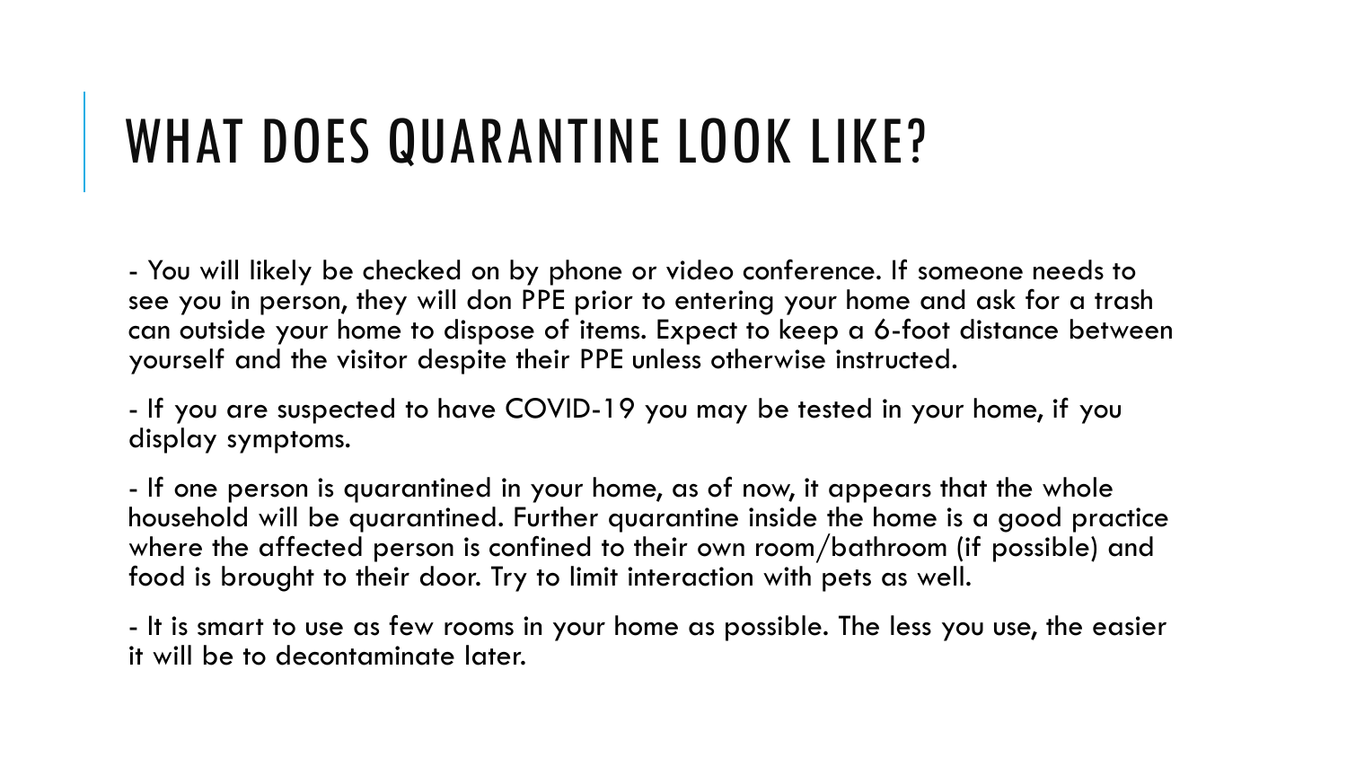# WHAT DOES QUARANTINE LOOK LIKE?

- You will likely be checked on by phone or video conference. If someone needs to see you in person, they will don PPE prior to entering your home and ask for a trash can outside your home to dispose of items. Expect to keep a 6-foot distance between yourself and the visitor despite their PPE unless otherwise instructed.

- If you are suspected to have COVID-19 you may be tested in your home, if you display symptoms.

- If one person is quarantined in your home, as of now, it appears that the whole household will be quarantined. Further quarantine inside the home is a good practice where the affected person is confined to their own room/bathroom (if possible) and food is brought to their door. Try to limit interaction with pets as well.

- It is smart to use as few rooms in your home as possible. The less you use, the easier it will be to decontaminate later.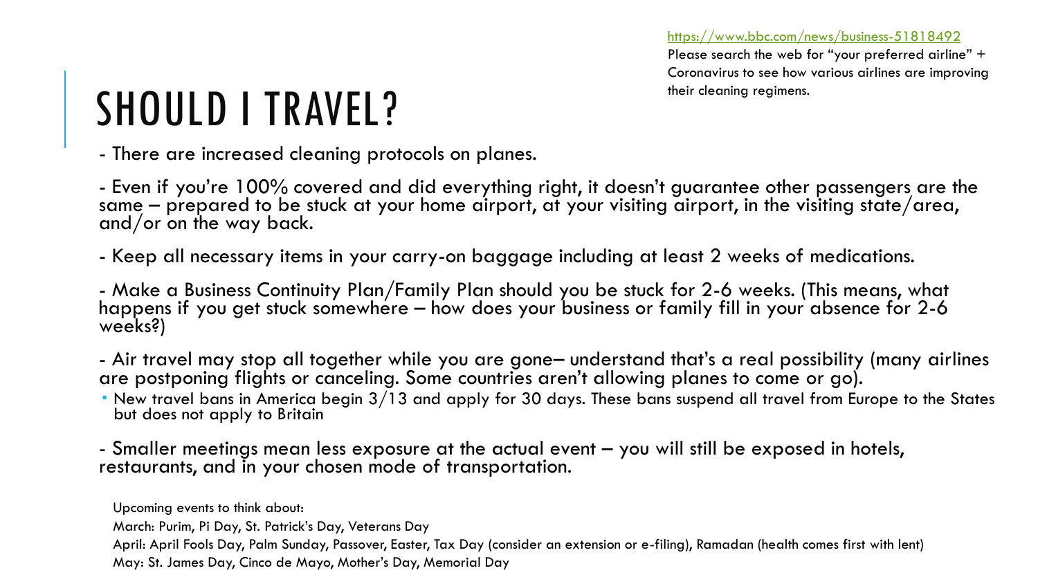https://www.bbc.com/news/business-51818492

Please search the web for "your preferred airline" + Coronavirus to see how various airlines are improving their cleaning regimens.

# SHOULD I TRAVEL?

- There are increased cleaning protocols on planes.

- Even if you're 100% covered and did everything right, it doesn't guarantee other passengers are the same – prepared to be stuck at your home airport, at your visiting airport, in the visiting state/area, and/or on the way back.

- Keep all necessary items in your carry-on baggage including at least 2 weeks of medications.

- Make a Business Continuity Plan/Family Plan should you be stuck for 2-6 weeks. (This means, what happens if you get stuck somewhere – how does your business or family fill in your absence for 2-6 weeks?)

- Air travel may stop all together while you are gone– understand that's a real possibility (many airlines are postponing flights or canceling. Some countries aren't allowing planes to come or go).
  - New travel bans in America begin 3/13 and apply for 30 days. These bans suspend all travel from Europe to the States but does not apply to Britain

- Smaller meetings mean less exposure at the actual event – you will still be exposed in hotels, restaurants, and in your chosen mode of transportation.

Upcoming events to think about:

March: Purim, Pi Day, St. Patrick's Day, Veterans Day

April: April Fools Day, Palm Sunday, Passover, Easter, Tax Day (consider an extension or e-filing), Ramadan (health comes first with lent)

May: St. James Day, Cinco de Mayo, Mother's Day, Memorial Day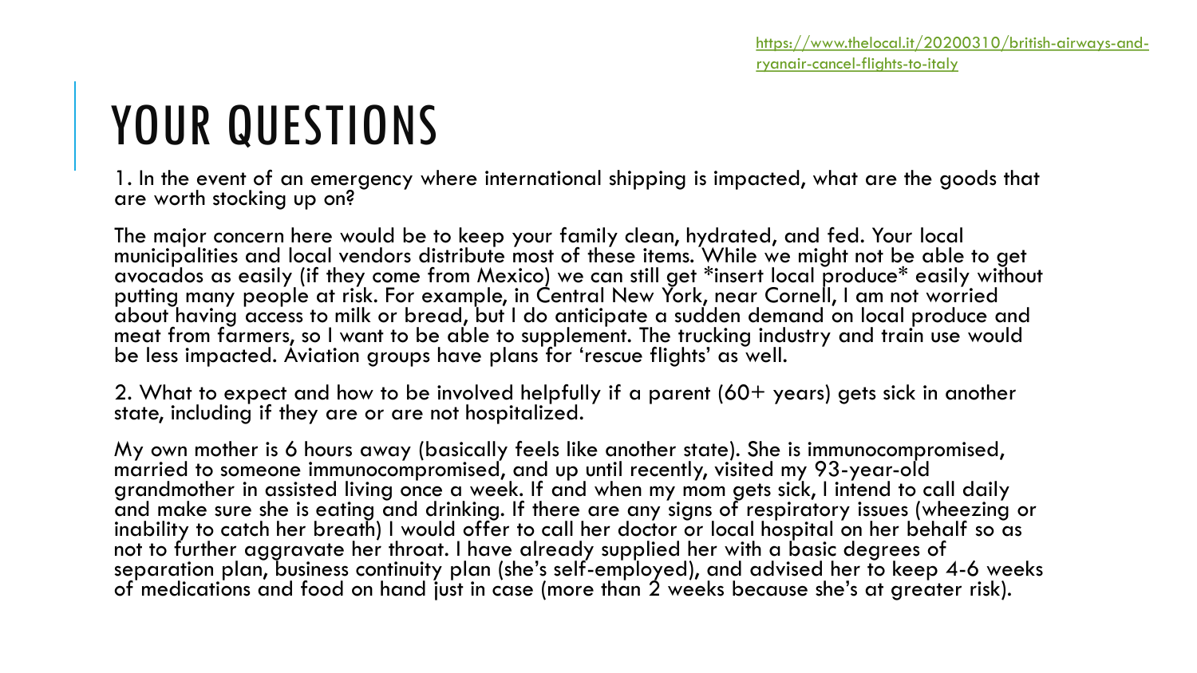https://www.thelocal.it/20200310/british-airways-and-ryanair-cancel-flights-to-italy

# YOUR QUESTIONS

1. In the event of an emergency where international shipping is impacted, what are the goods that are worth stocking up on?

The major concern here would be to keep your family clean, hydrated, and fed. Your local municipalities and local vendors distribute most of these items. While we might not be able to get avocados as easily (if they come from Mexico) we can still get *insert local produce* easily without putting many people at risk. For example, in Central New York, near Cornell, I am not worried about having access to milk or bread, but I do anticipate a sudden demand on local produce and meat from farmers, so I want to be able to supplement. The trucking industry and train use would be less impacted. Aviation groups have plans for 'rescue flights' as well.

2. What to expect and how to be involved helpfully if a parent (60+ years) gets sick in another state, including if they are or are not hospitalized.

My own mother is 6 hours away (basically feels like another state). She is immunocompromised, married to someone immunocompromised, and up until recently, visited my 93-year-old grandmother in assisted living once a week. If and when my mom gets sick, I intend to call daily and make sure she is eating and drinking. If there are any signs of respiratory issues (wheezing or inability to catch her breath) I would offer to call her doctor or local hospital on her behalf so as not to further aggravate her throat. I have already supplied her with a basic degrees of separation plan, business continuity plan (she's self-employed), and advised her to keep 4-6 weeks of medications and food on hand just in case (more than 2 weeks because she's at greater risk).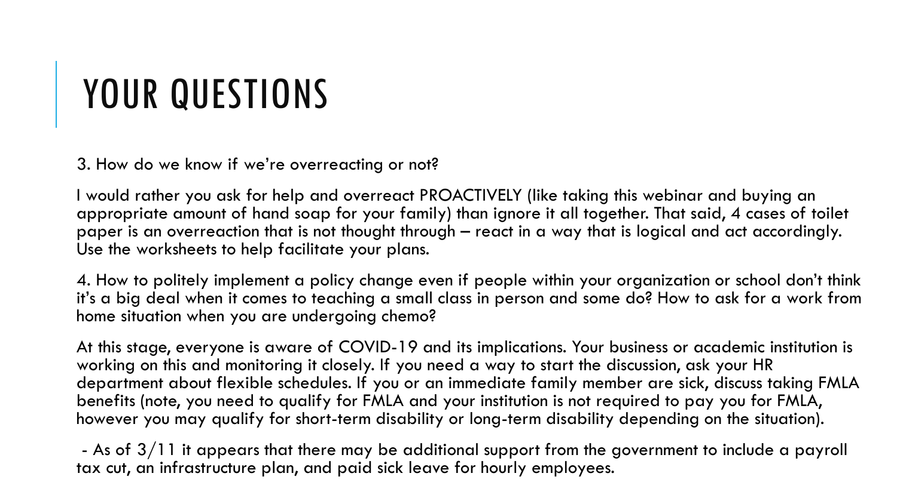# YOUR QUESTIONS

3. How do we know if we're overreacting or not?

I would rather you ask for help and overreact PROACTIVELY (like taking this webinar and buying an appropriate amount of hand soap for your family) than ignore it all together. That said, 4 cases of toilet paper is an overreaction that is not thought through – react in a way that is logical and act accordingly. Use the worksheets to help facilitate your plans.

4. How to politely implement a policy change even if people within your organization or school don't think it's a big deal when it comes to teaching a small class in person and some do? How to ask for a work from home situation when you are undergoing chemo?

At this stage, everyone is aware of COVID-19 and its implications. Your business or academic institution is working on this and monitoring it closely. If you need a way to start the discussion, ask your HR department about flexible schedules. If you or an immediate family member are sick, discuss taking FMLA benefits (note, you need to qualify for FMLA and your institution is not required to pay you for FMLA, however you may qualify for short-term disability or long-term disability depending on the situation).

- As of 3/11 it appears that there may be additional support from the government to include a payroll tax cut, an infrastructure plan, and paid sick leave for hourly employees.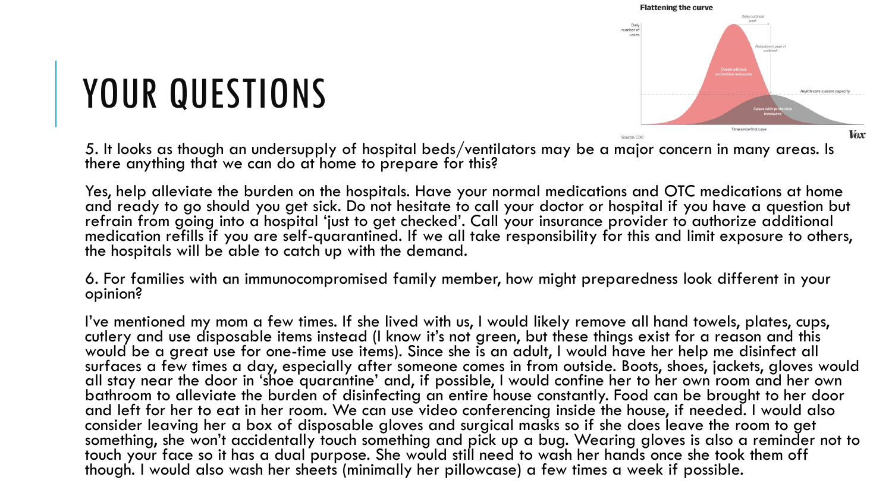# YOUR QUESTIONS

5. It looks as though an undersupply of hospital beds/ventilators may be a major concern in many areas. Is there anything that we can do at home to prepare for this?

Yes, help alleviate the burden on the hospitals. Have your normal medications and OTC medications at home and ready to go should you get sick. Do not hesitate to call your doctor or hospital if you have a question but refrain from going into a hospital 'just to get checked'. Call your insurance provider to authorize additional medication refills if you are self-quarantined. If we all take responsibility for this and limit exposure to others, the hospitals will be able to catch up with the demand.

6. For families with an immunocompromised family member, how might preparedness look different in your opinion?

I've mentioned my mom a few times. If she lived with us, I would likely remove all hand towels, plates, cups, cutlery and use disposable items instead (I know it's not green, but these things exist for a reason and this would be a great use for one-time use items). Since she is an adult, I would have her help me disinfect all surfaces a few times a day, especially after someone comes in from outside. Boots, shoes, jackets, gloves would all stay near the door in 'shoe quarantine' and, if possible, I would confine her to her own room and her own bathroom to alleviate the burden of disinfecting an entire house constantly. Food can be brought to her door and left for her to eat in her room. We can use video conferencing inside the house, if needed. I would also consider leaving her a box of disposable gloves and surgical masks so if she does leave the room to get something, she won't accidentally touch something and pick up a bug. Wearing gloves is also a reminder not to touch your face so it has a dual purpose. She would still need to wash her hands once she took them off though. I would also wash her sheets (minimally her pillowcase) a few times a week if possible.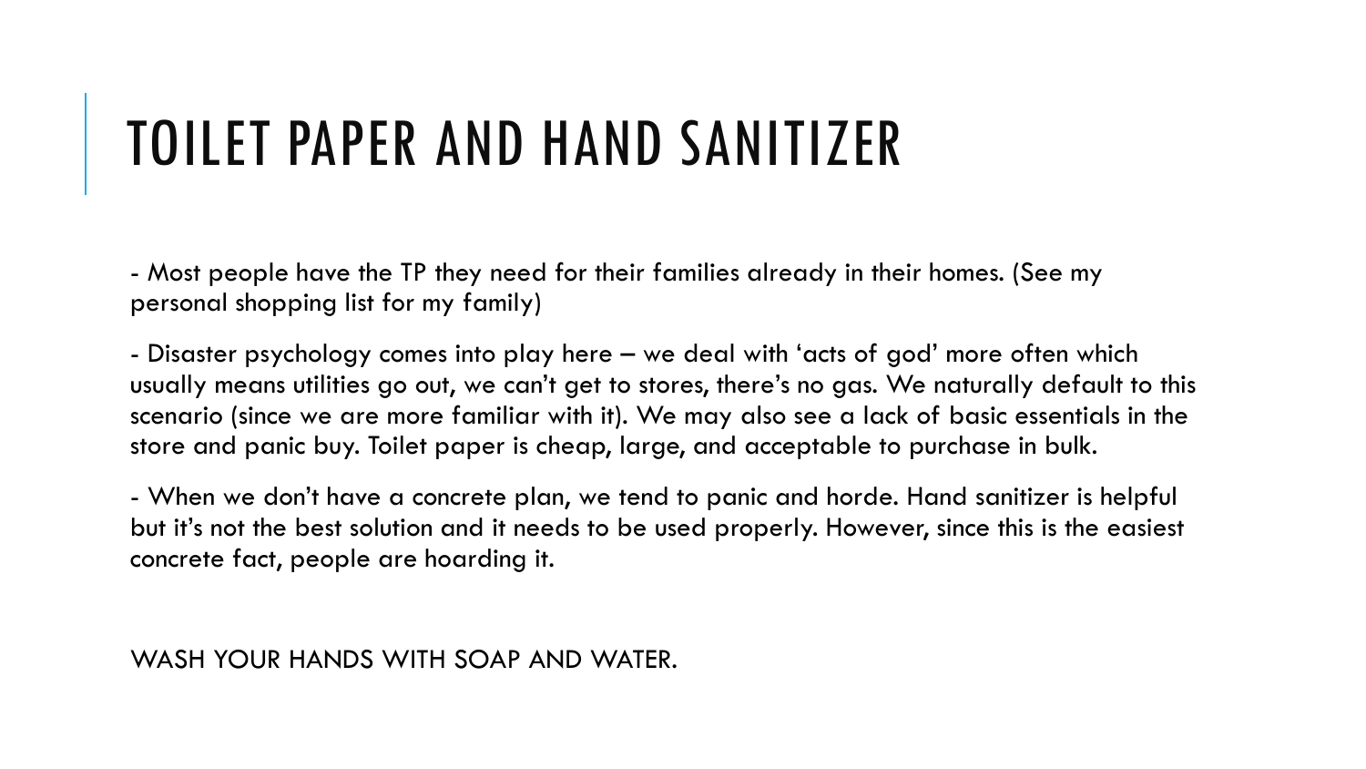# TOILET PAPER AND HAND SANITIZER

- Most people have the TP they need for their families already in their homes. (See my personal shopping list for my family)

- Disaster psychology comes into play here – we deal with 'acts of god' more often which usually means utilities go out, we can't get to stores, there's no gas. We naturally default to this scenario (since we are more familiar with it). We may also see a lack of basic essentials in the store and panic buy. Toilet paper is cheap, large, and acceptable to purchase in bulk.

- When we don't have a concrete plan, we tend to panic and horde. Hand sanitizer is helpful but it's not the best solution and it needs to be used properly. However, since this is the easiest concrete fact, people are hoarding it.

WASH YOUR HANDS WITH SOAP AND WATER.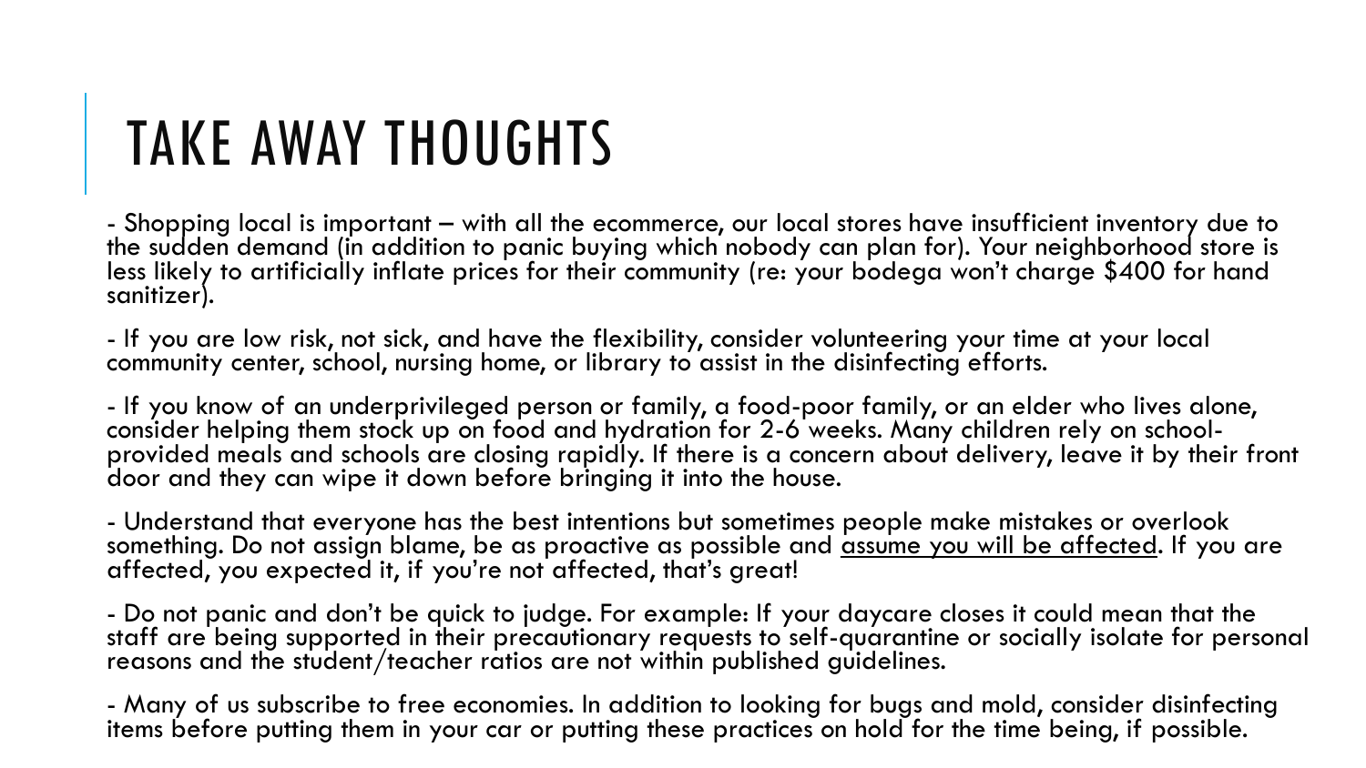# TAKE AWAY THOUGHTS

- Shopping local is important – with all the ecommerce, our local stores have insufficient inventory due to the sudden demand (in addition to panic buying which nobody can plan for). Your neighborhood store is less likely to artificially inflate prices for their community (re: your bodega won't charge $400 for hand sanitizer).

- If you are low risk, not sick, and have the flexibility, consider volunteering your time at your local community center, school, nursing home, or library to assist in the disinfecting efforts.

- If you know of an underprivileged person or family, a food-poor family, or an elder who lives alone, consider helping them stock up on food and hydration for 2-6 weeks. Many children rely on school-provided meals and schools are closing rapidly. If there is a concern about delivery, leave it by their front door and they can wipe it down before bringing it into the house.

- Understand that everyone has the best intentions but sometimes people make mistakes or overlook something. Do not assign blame, be as proactive as possible and <u>assume you will be affected</u>. If you are affected, you expected it, if you're not affected, that's great!

- Do not panic and don't be quick to judge. For example: If your daycare closes it could mean that the staff are being supported in their precautionary requests to self-quarantine or socially isolate for personal reasons and the student/teacher ratios are not within published guidelines.

- Many of us subscribe to free economies. In addition to looking for bugs and mold, consider disinfecting items before putting them in your car or putting these practices on hold for the time being, if possible.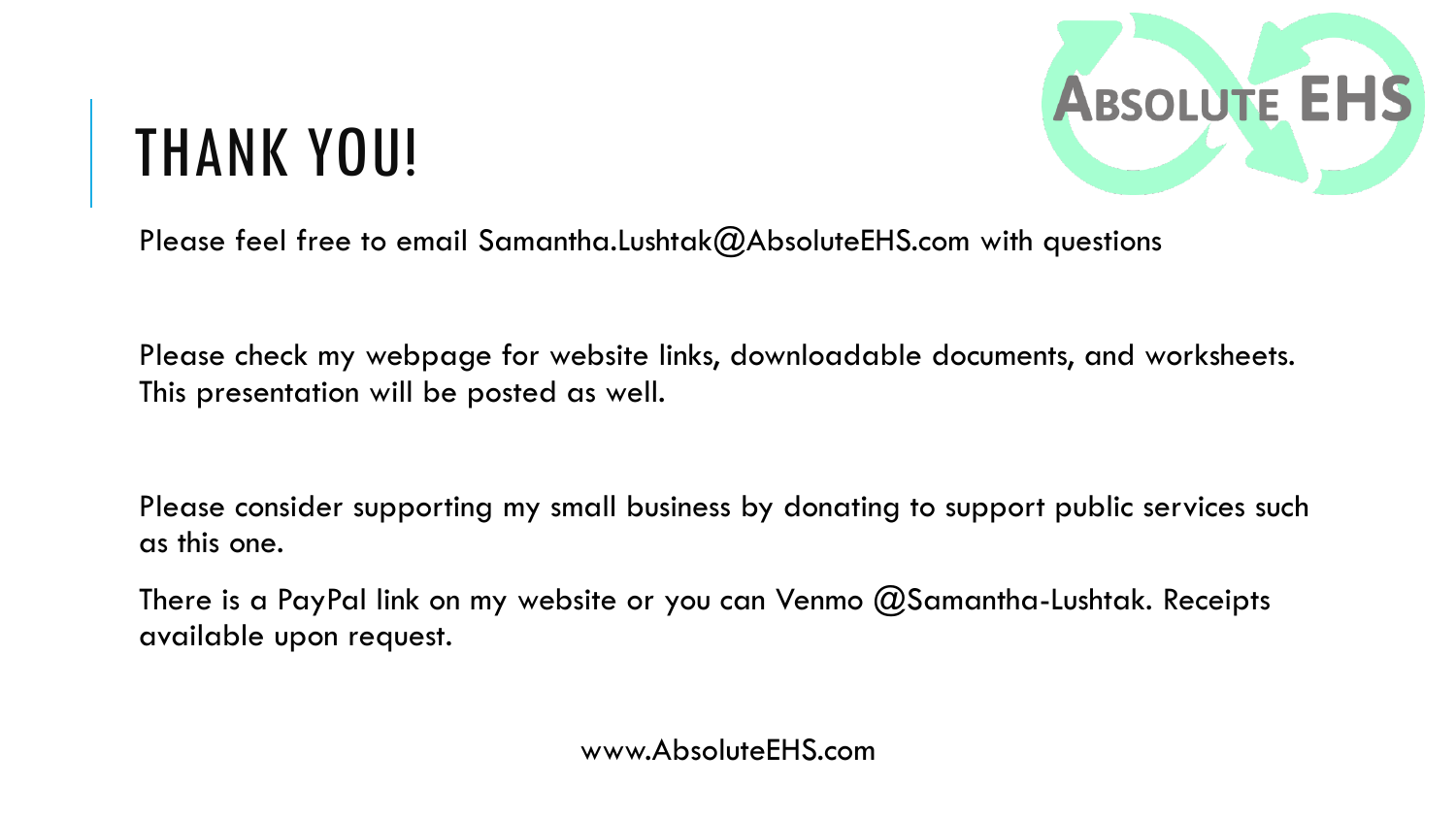# THANK YOU!

Please feel free to email Samantha.Lushtak@AbsoluteEHS.com with questions

Please check my webpage for website links, downloadable documents, and worksheets. This presentation will be posted as well.

Please consider supporting my small business by donating to support public services such as this one.

There is a PayPal link on my website or you can Venmo @Samantha-Lushtak. Receipts available upon request.

www.AbsoluteEHS.com